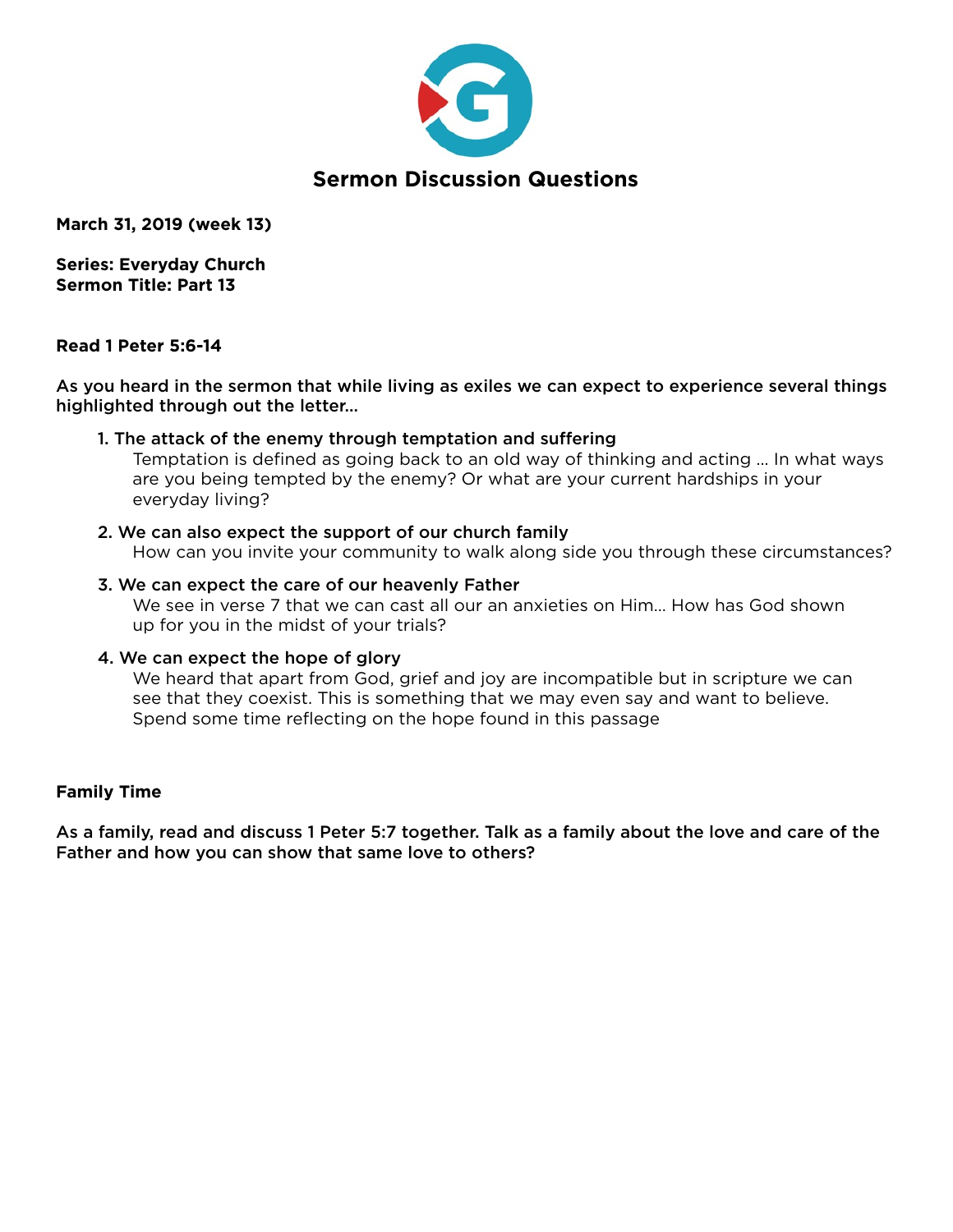# Sermon Discussion Questions

**March 31, 2019 (week 13)**

**Series: Everyday Church**
**Sermon Title: Part 13**

**Read 1 Peter 5:6-14**

**As you heard in the sermon that while living as exiles we can expect to experience several things highlighted through out the letter...**

1. **The attack of the enemy through temptation and suffering**
   Temptation is defined as going back to an old way of thinking and acting ... In what ways are you being tempted by the enemy? Or what are your current hardships in your everyday living?

2. **We can also expect the support of our church family**
   How can you invite your community to walk along side you through these circumstances?

3. **We can expect the care of our heavenly Father**
   We see in verse 7 that we can cast all our an anxieties on Him... How has God shown up for you in the midst of your trials?

4. **We can expect the hope of glory**
   We heard that apart from God, grief and joy are incompatible but in scripture we can see that they coexist. This is something that we may even say and want to believe. Spend some time reflecting on the hope found in this passage

**Family Time**

**As a family, read and discuss 1 Peter 5:7 together. Talk as a family about the love and care of the Father and how you can show that same love to others?**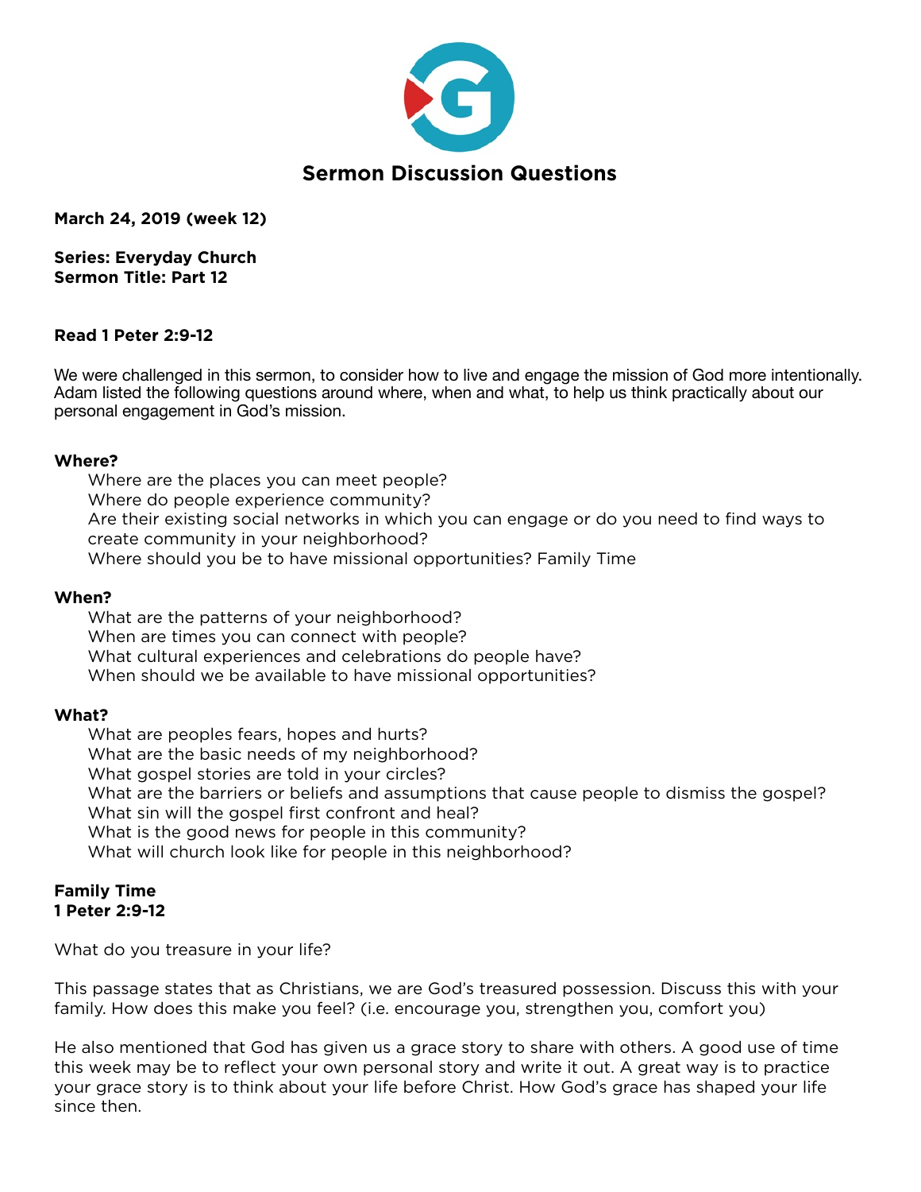# Sermon Discussion Questions

**March 24, 2019 (week 12)**

**Series: Everyday Church**
**Sermon Title: Part 12**

**Read 1 Peter 2:9-12**

We were challenged in this sermon, to consider how to live and engage the mission of God more intentionally. Adam listed the following questions around where, when and what, to help us think practically about our personal engagement in God's mission.

**Where?**

Where are the places you can meet people?
Where do people experience community?
Are their existing social networks in which you can engage or do you need to find ways to create community in your neighborhood?
Where should you be to have missional opportunities? Family Time

**When?**

What are the patterns of your neighborhood?
When are times you can connect with people?
What cultural experiences and celebrations do people have?
When should we be available to have missional opportunities?

**What?**

What are peoples fears, hopes and hurts?
What are the basic needs of my neighborhood?
What gospel stories are told in your circles?
What are the barriers or beliefs and assumptions that cause people to dismiss the gospel?
What sin will the gospel first confront and heal?
What is the good news for people in this community?
What will church look like for people in this neighborhood?

**Family Time**
**1 Peter 2:9-12**

What do you treasure in your life?

This passage states that as Christians, we are God's treasured possession. Discuss this with your family. How does this make you feel? (i.e. encourage you, strengthen you, comfort you)

He also mentioned that God has given us a grace story to share with others. A good use of time this week may be to reflect your own personal story and write it out. A great way is to practice your grace story is to think about your life before Christ. How God's grace has shaped your life since then.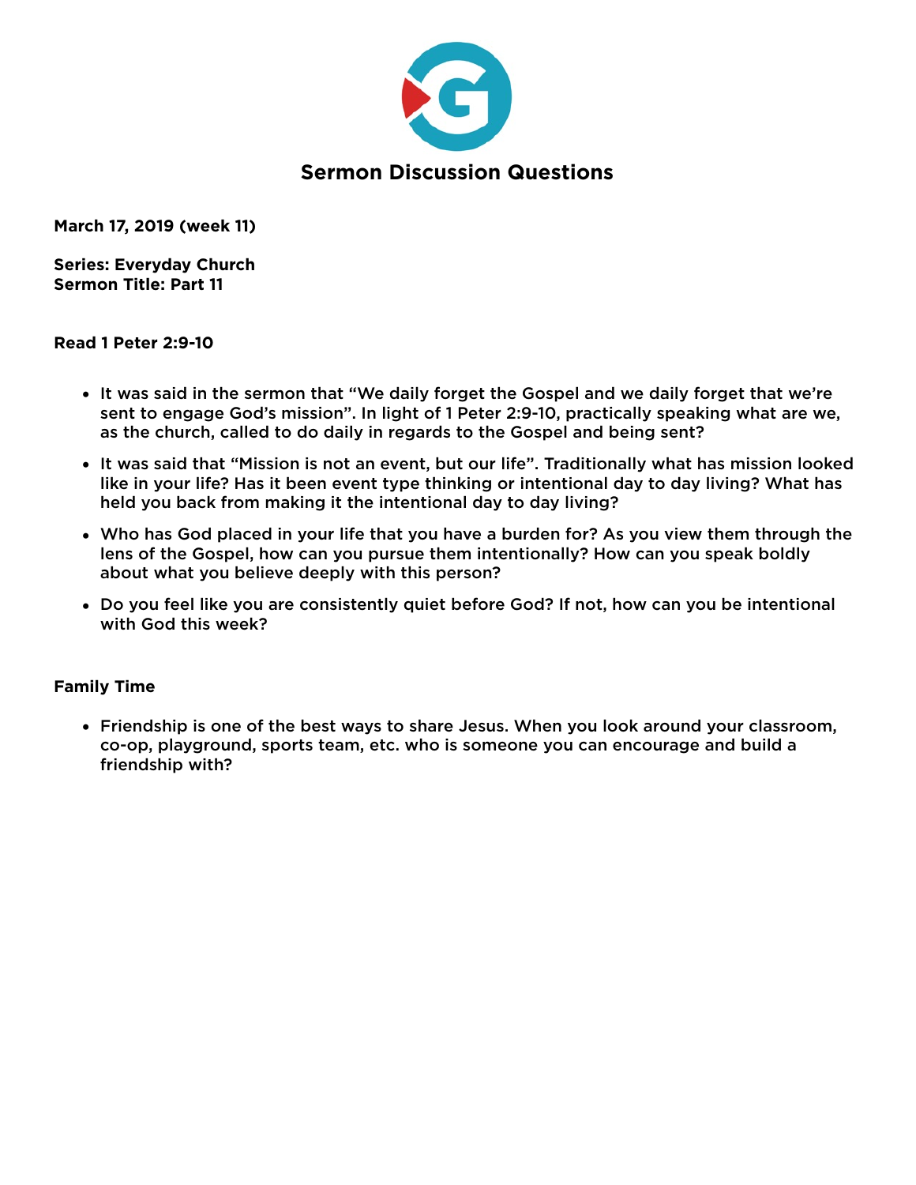## Sermon Discussion Questions

**March 17, 2019 (week 11)**

**Series: Everyday Church**
**Sermon Title: Part 11**

**Read 1 Peter 2:9-10**

- It was said in the sermon that "We daily forget the Gospel and we daily forget that we're sent to engage God's mission". In light of 1 Peter 2:9-10, practically speaking what are we, as the church, called to do daily in regards to the Gospel and being sent?
- It was said that "Mission is not an event, but our life". Traditionally what has mission looked like in your life? Has it been event type thinking or intentional day to day living? What has held you back from making it the intentional day to day living?
- Who has God placed in your life that you have a burden for? As you view them through the lens of the Gospel, how can you pursue them intentionally? How can you speak boldly about what you believe deeply with this person?
- Do you feel like you are consistently quiet before God? If not, how can you be intentional with God this week?

**Family Time**

- Friendship is one of the best ways to share Jesus. When you look around your classroom, co-op, playground, sports team, etc. who is someone you can encourage and build a friendship with?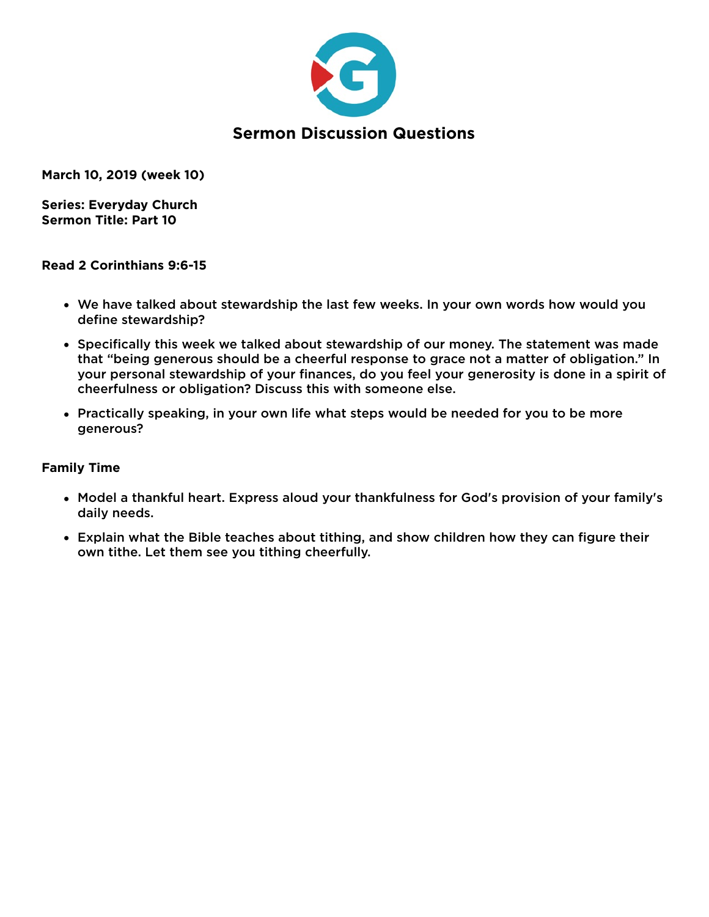# Sermon Discussion Questions

**March 10, 2019 (week 10)**

**Series: Everyday Church**
**Sermon Title: Part 10**

**Read 2 Corinthians 9:6-15**

- We have talked about stewardship the last few weeks. In your own words how would you define stewardship?
- Specifically this week we talked about stewardship of our money. The statement was made that "being generous should be a cheerful response to grace not a matter of obligation." In your personal stewardship of your finances, do you feel your generosity is done in a spirit of cheerfulness or obligation? Discuss this with someone else.
- Practically speaking, in your own life what steps would be needed for you to be more generous?

**Family Time**

- Model a thankful heart. Express aloud your thankfulness for God's provision of your family's daily needs.
- Explain what the Bible teaches about tithing, and show children how they can figure their own tithe. Let them see you tithing cheerfully.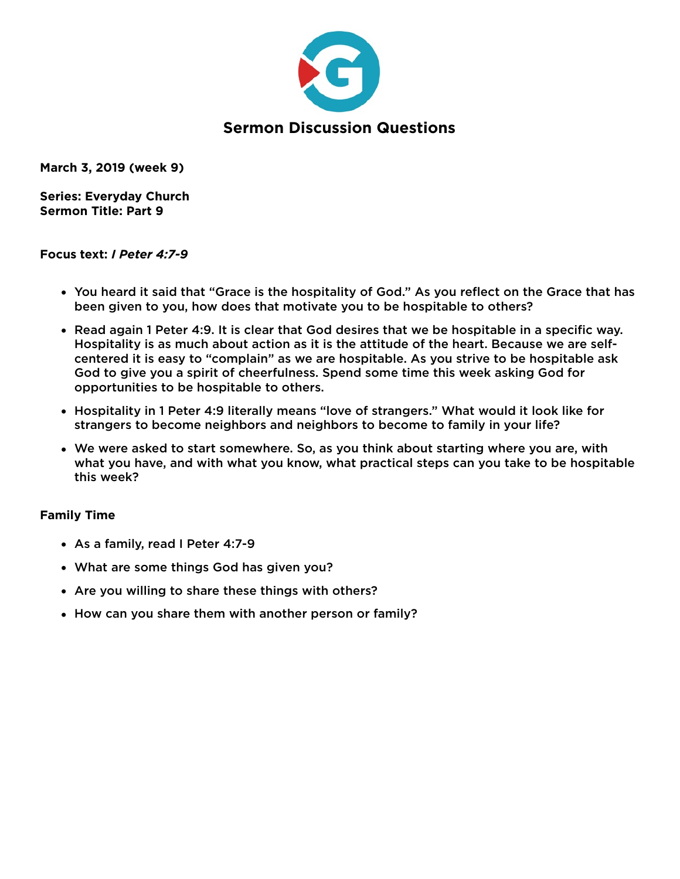## Sermon Discussion Questions

**March 3, 2019 (week 9)**

**Series: Everyday Church**
**Sermon Title: Part 9**

**Focus text:** ***I Peter 4:7-9***

- You heard it said that "Grace is the hospitality of God." As you reflect on the Grace that has been given to you, how does that motivate you to be hospitable to others?
- Read again 1 Peter 4:9. It is clear that God desires that we be hospitable in a specific way. Hospitality is as much about action as it is the attitude of the heart. Because we are self-centered it is easy to "complain" as we are hospitable. As you strive to be hospitable ask God to give you a spirit of cheerfulness. Spend some time this week asking God for opportunities to be hospitable to others.
- Hospitality in 1 Peter 4:9 literally means "love of strangers." What would it look like for strangers to become neighbors and neighbors to become to family in your life?
- We were asked to start somewhere. So, as you think about starting where you are, with what you have, and with what you know, what practical steps can you take to be hospitable this week?

**Family Time**

- As a family, read I Peter 4:7-9
- What are some things God has given you?
- Are you willing to share these things with others?
- How can you share them with another person or family?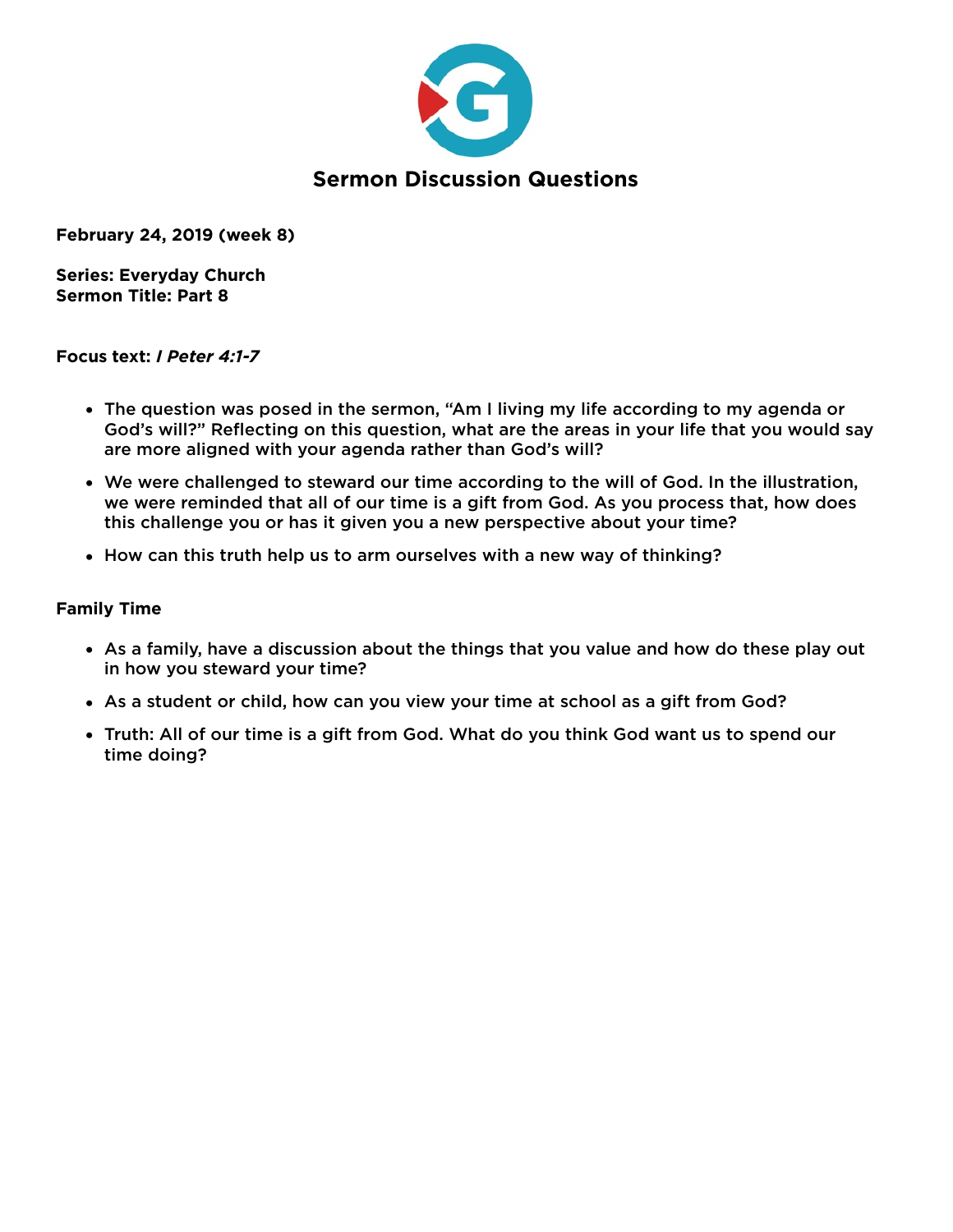# Sermon Discussion Questions

**February 24, 2019 (week 8)**

**Series: Everyday Church**
**Sermon Title: Part 8**

**Focus text:** ***I Peter 4:1-7***

- The question was posed in the sermon, "Am I living my life according to my agenda or God's will?" Reflecting on this question, what are the areas in your life that you would say are more aligned with your agenda rather than God's will?
- We were challenged to steward our time according to the will of God. In the illustration, we were reminded that all of our time is a gift from God. As you process that, how does this challenge you or has it given you a new perspective about your time?
- How can this truth help us to arm ourselves with a new way of thinking?

**Family Time**

- As a family, have a discussion about the things that you value and how do these play out in how you steward your time?
- As a student or child, how can you view your time at school as a gift from God?
- Truth: All of our time is a gift from God. What do you think God want us to spend our time doing?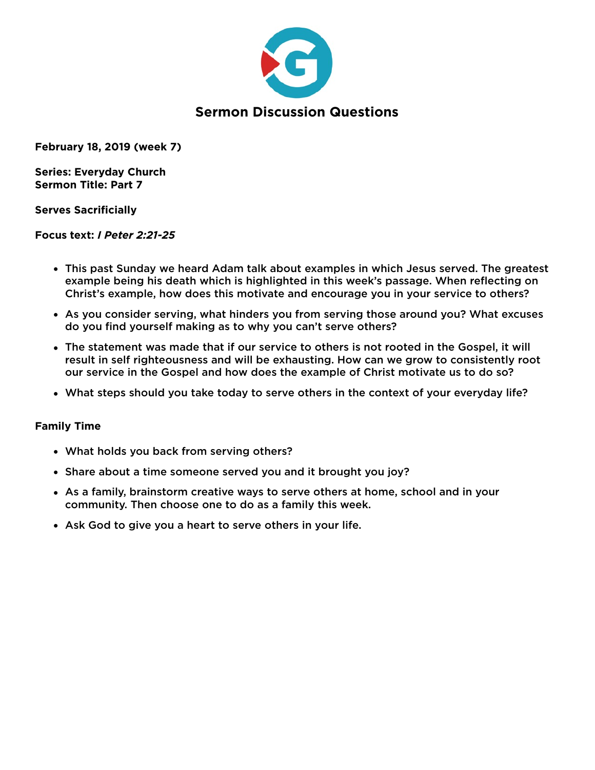# Sermon Discussion Questions

**February 18, 2019 (week 7)**

**Series: Everyday Church**
**Sermon Title: Part 7**

**Serves Sacrificially**

**Focus text:** ***I Peter 2:21-25***

- This past Sunday we heard Adam talk about examples in which Jesus served. The greatest example being his death which is highlighted in this week's passage. When reflecting on Christ's example, how does this motivate and encourage you in your service to others?
- As you consider serving, what hinders you from serving those around you? What excuses do you find yourself making as to why you can't serve others?
- The statement was made that if our service to others is not rooted in the Gospel, it will result in self righteousness and will be exhausting. How can we grow to consistently root our service in the Gospel and how does the example of Christ motivate us to do so?
- What steps should you take today to serve others in the context of your everyday life?

**Family Time**

- What holds you back from serving others?
- Share about a time someone served you and it brought you joy?
- As a family, brainstorm creative ways to serve others at home, school and in your community. Then choose one to do as a family this week.
- Ask God to give you a heart to serve others in your life.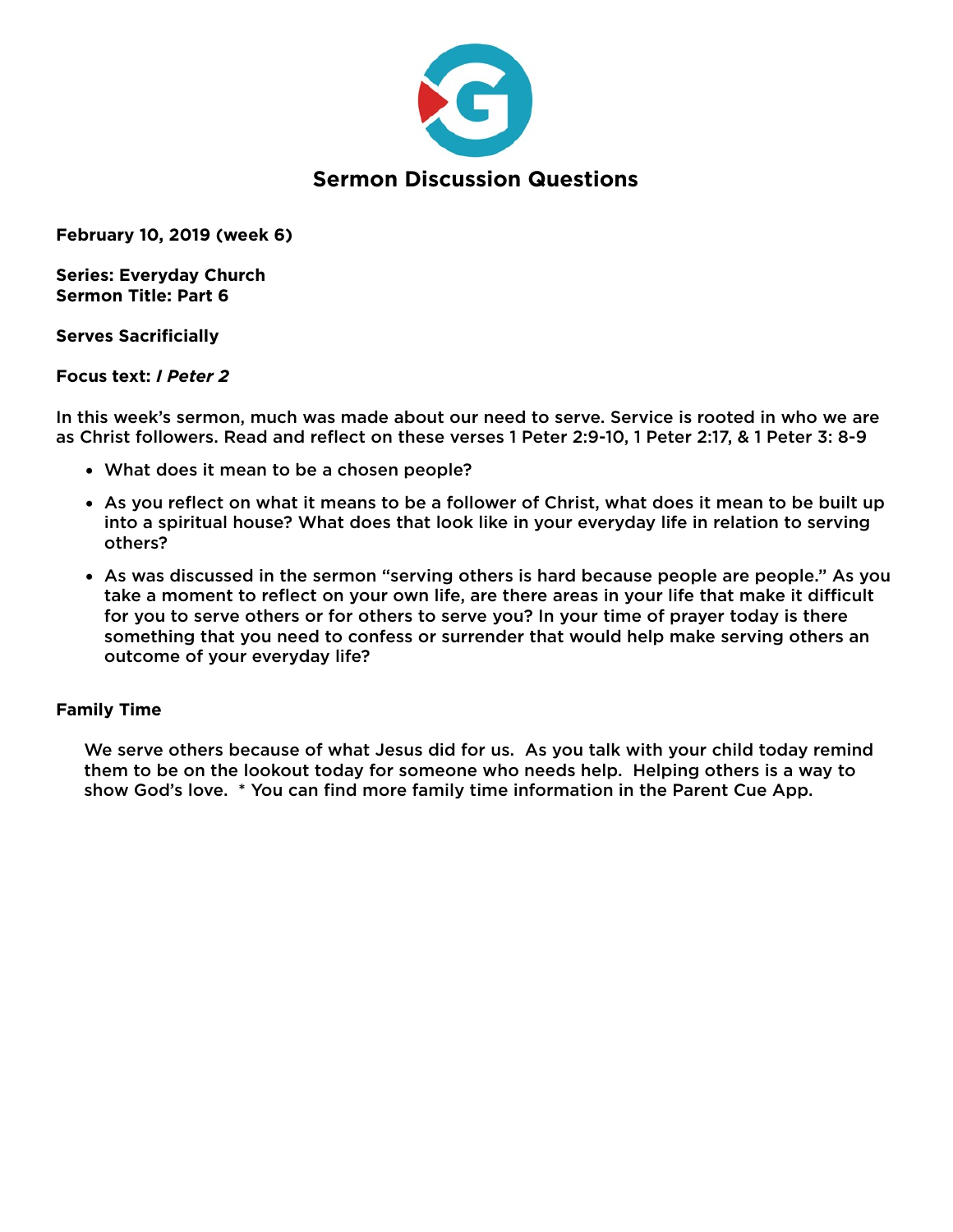# Sermon Discussion Questions

**February 10, 2019 (week 6)**

**Series: Everyday Church**
**Sermon Title: Part 6**

**Serves Sacrificially**

**Focus text:** ***I Peter 2***

In this week's sermon, much was made about our need to serve. Service is rooted in who we are as Christ followers. Read and reflect on these verses 1 Peter 2:9-10, 1 Peter 2:17, & 1 Peter 3: 8-9

- What does it mean to be a chosen people?
- As you reflect on what it means to be a follower of Christ, what does it mean to be built up into a spiritual house? What does that look like in your everyday life in relation to serving others?
- As was discussed in the sermon "serving others is hard because people are people." As you take a moment to reflect on your own life, are there areas in your life that make it difficult for you to serve others or for others to serve you? In your time of prayer today is there something that you need to confess or surrender that would help make serving others an outcome of your everyday life?

**Family Time**

We serve others because of what Jesus did for us. As you talk with your child today remind them to be on the lookout today for someone who needs help. Helping others is a way to show God's love. * You can find more family time information in the Parent Cue App.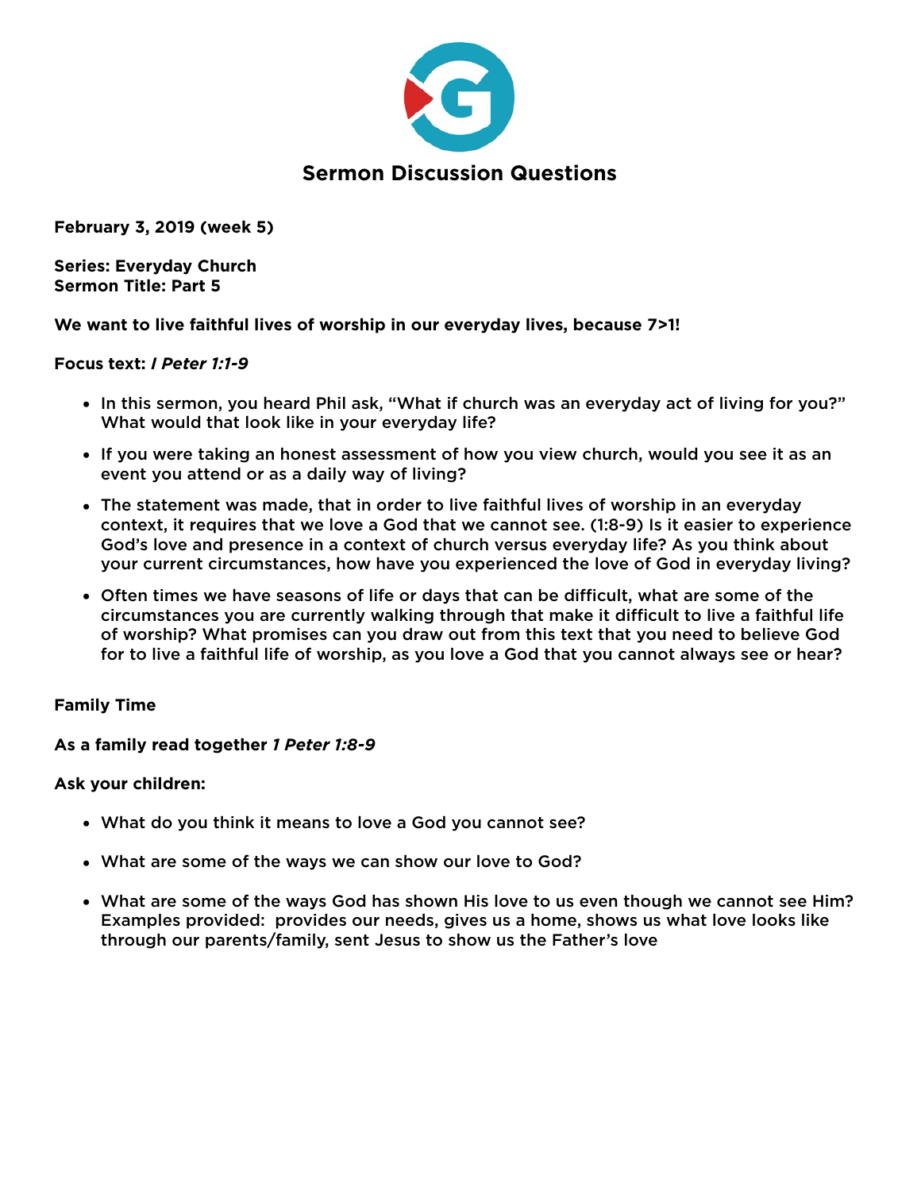# Sermon Discussion Questions

**February 3, 2019 (week 5)**

**Series: Everyday Church**
**Sermon Title: Part 5**

**We want to live faithful lives of worship in our everyday lives, because 7>1!**

**Focus text: *I Peter 1:1-9***

- In this sermon, you heard Phil ask, "What if church was an everyday act of living for you?" What would that look like in your everyday life?
- If you were taking an honest assessment of how you view church, would you see it as an event you attend or as a daily way of living?
- The statement was made, that in order to live faithful lives of worship in an everyday context, it requires that we love a God that we cannot see. (1:8-9) Is it easier to experience God's love and presence in a context of church versus everyday life? As you think about your current circumstances, how have you experienced the love of God in everyday living?
- Often times we have seasons of life or days that can be difficult, what are some of the circumstances you are currently walking through that make it difficult to live a faithful life of worship? What promises can you draw out from this text that you need to believe God for to live a faithful life of worship, as you love a God that you cannot always see or hear?

**Family Time**

**As a family read together *1 Peter 1:8-9***

**Ask your children:**

- What do you think it means to love a God you cannot see?
- What are some of the ways we can show our love to God?
- What are some of the ways God has shown His love to us even though we cannot see Him? Examples provided: provides our needs, gives us a home, shows us what love looks like through our parents/family, sent Jesus to show us the Father's love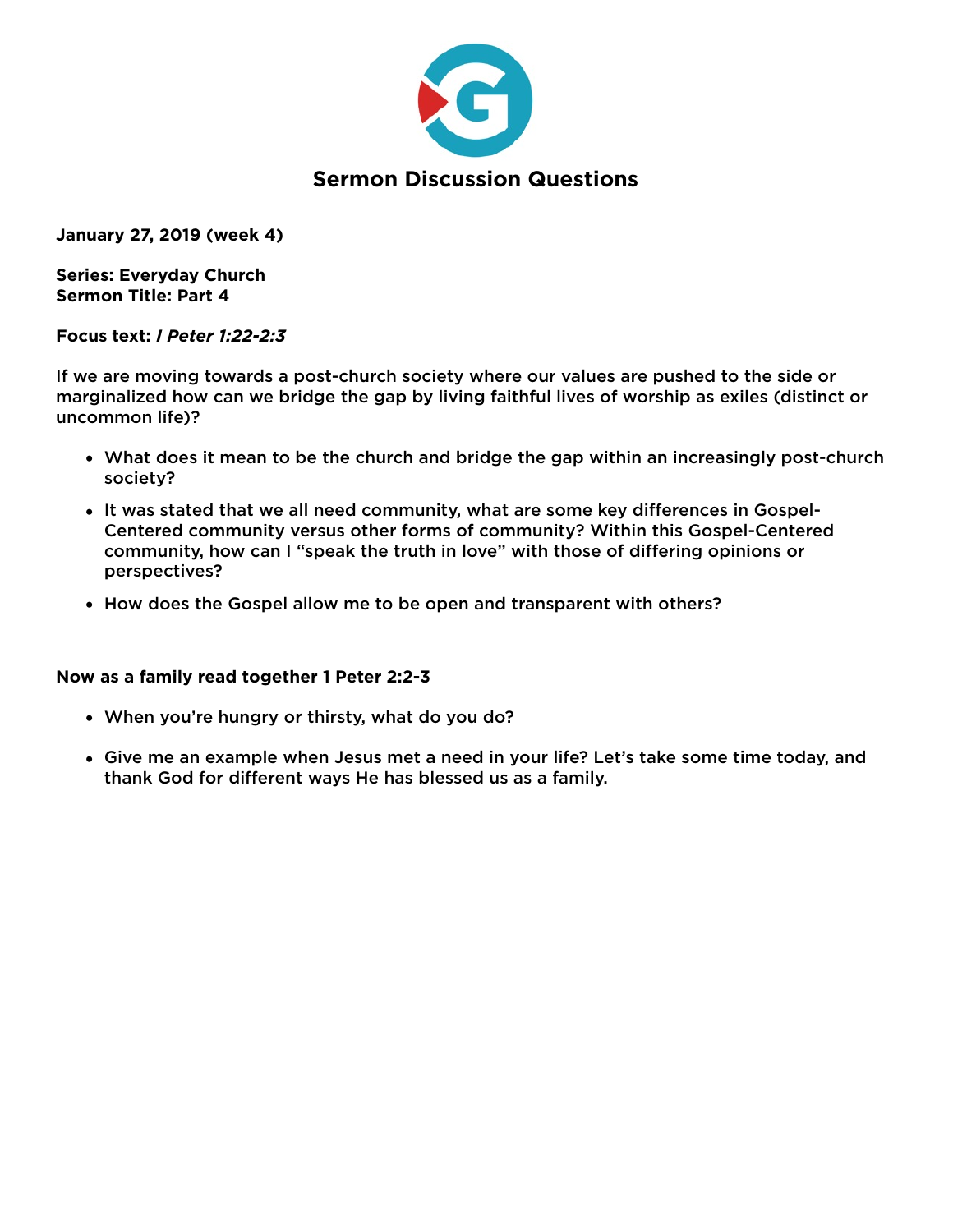## Sermon Discussion Questions

**January 27, 2019 (week 4)**

**Series: Everyday Church**
**Sermon Title: Part 4**

**Focus text:** ***I Peter 1:22-2:3***

**If we are moving towards a post-church society where our values are pushed to the side or marginalized how can we bridge the gap by living faithful lives of worship as exiles (distinct or uncommon life)?**

- What does it mean to be the church and bridge the gap within an increasingly post-church society?
- It was stated that we all need community, what are some key differences in Gospel-Centered community versus other forms of community? Within this Gospel-Centered community, how can I "speak the truth in love" with those of differing opinions or perspectives?
- How does the Gospel allow me to be open and transparent with others?

**Now as a family read together 1 Peter 2:2-3**

- When you're hungry or thirsty, what do you do?
- Give me an example when Jesus met a need in your life? Let's take some time today, and thank God for different ways He has blessed us as a family.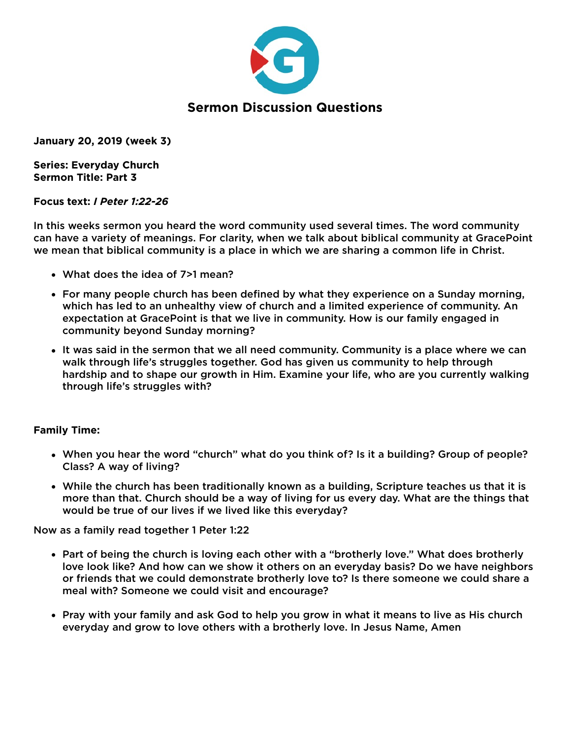# Sermon Discussion Questions

**January 20, 2019 (week 3)**

**Series: Everyday Church**
**Sermon Title: Part 3**

**Focus text: *I Peter 1:22-26***

In this weeks sermon you heard the word community used several times. The word community can have a variety of meanings. For clarity, when we talk about biblical community at GracePoint we mean that biblical community is a place in which we are sharing a common life in Christ.

- What does the idea of 7>1 mean?
- For many people church has been defined by what they experience on a Sunday morning, which has led to an unhealthy view of church and a limited experience of community. An expectation at GracePoint is that we live in community. How is our family engaged in community beyond Sunday morning?
- It was said in the sermon that we all need community. Community is a place where we can walk through life's struggles together. God has given us community to help through hardship and to shape our growth in Him. Examine your life, who are you currently walking through life's struggles with?

**Family Time:**

- When you hear the word "church" what do you think of? Is it a building? Group of people? Class? A way of living?
- While the church has been traditionally known as a building, Scripture teaches us that it is more than that. Church should be a way of living for us every day. What are the things that would be true of our lives if we lived like this everyday?

Now as a family read together 1 Peter 1:22

- Part of being the church is loving each other with a "brotherly love." What does brotherly love look like? And how can we show it others on an everyday basis? Do we have neighbors or friends that we could demonstrate brotherly love to? Is there someone we could share a meal with? Someone we could visit and encourage?
- Pray with your family and ask God to help you grow in what it means to live as His church everyday and grow to love others with a brotherly love. In Jesus Name, Amen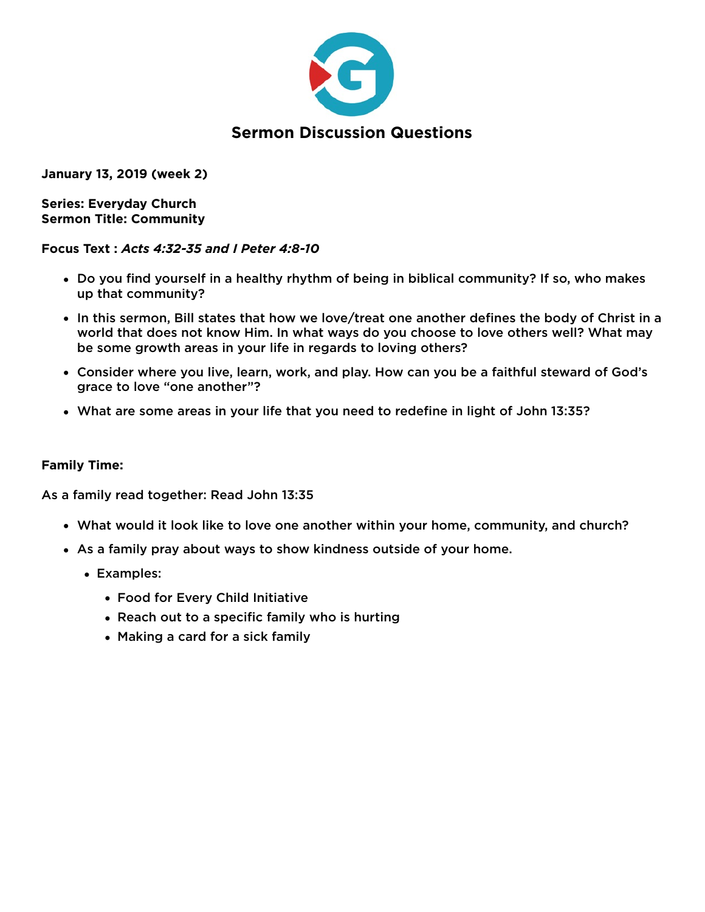# Sermon Discussion Questions

**January 13, 2019 (week 2)**

**Series: Everyday Church**
**Sermon Title: Community**

**Focus Text :** ***Acts 4:32-35 and I Peter 4:8-10***

- Do you find yourself in a healthy rhythm of being in biblical community? If so, who makes up that community?
- In this sermon, Bill states that how we love/treat one another defines the body of Christ in a world that does not know Him. In what ways do you choose to love others well? What may be some growth areas in your life in regards to loving others?
- Consider where you live, learn, work, and play. How can you be a faithful steward of God's grace to love "one another"?
- What are some areas in your life that you need to redefine in light of John 13:35?

**Family Time:**

As a family read together: Read John 13:35

- What would it look like to love one another within your home, community, and church?
- As a family pray about ways to show kindness outside of your home.
  - Examples:
    - Food for Every Child Initiative
    - Reach out to a specific family who is hurting
    - Making a card for a sick family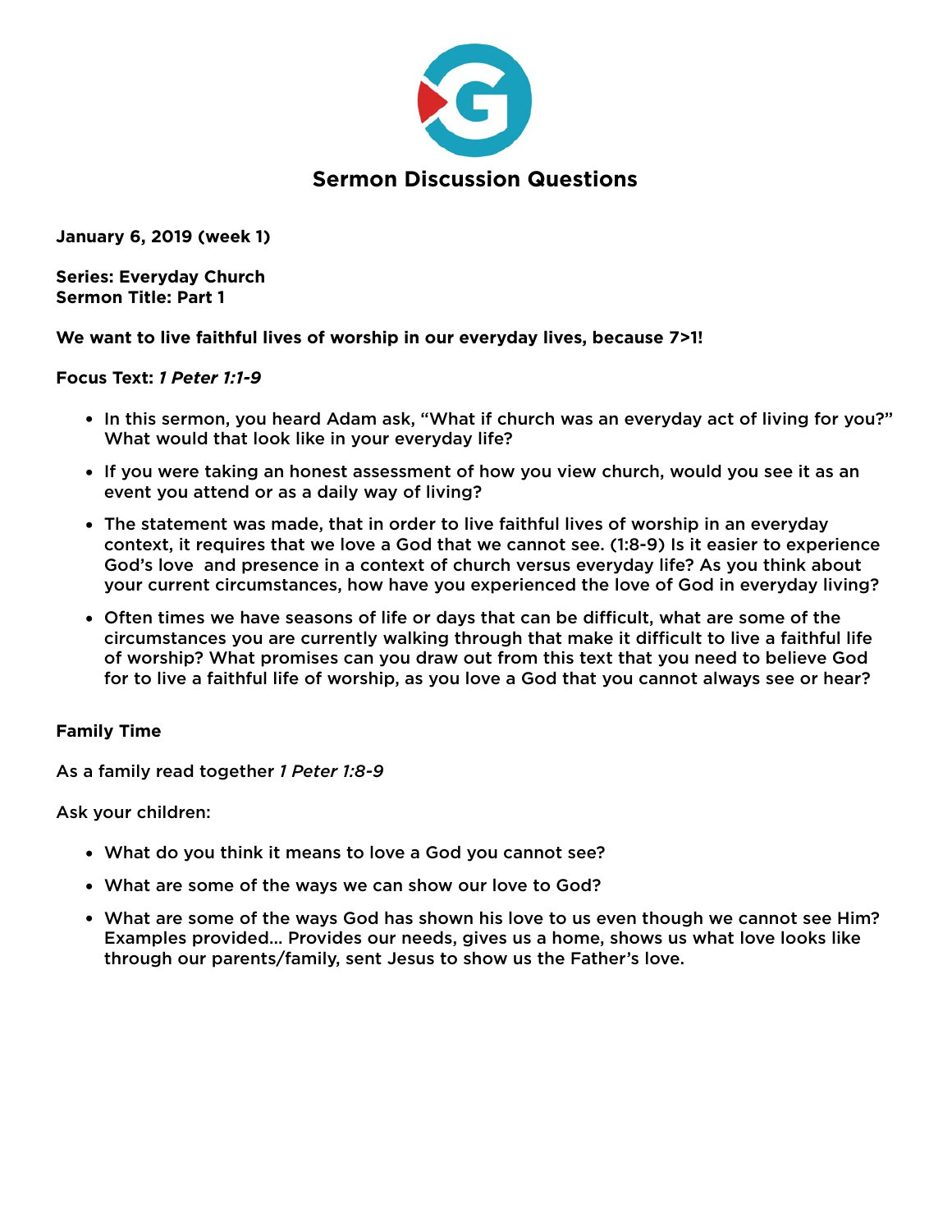# Sermon Discussion Questions

**January 6, 2019 (week 1)**

**Series: Everyday Church**
**Sermon Title: Part 1**

**We want to live faithful lives of worship in our everyday lives, because 7>1!**

**Focus Text:** ***1 Peter 1:1-9***

- In this sermon, you heard Adam ask, "What if church was an everyday act of living for you?" What would that look like in your everyday life?
- If you were taking an honest assessment of how you view church, would you see it as an event you attend or as a daily way of living?
- The statement was made, that in order to live faithful lives of worship in an everyday context, it requires that we love a God that we cannot see. (1:8-9) Is it easier to experience God's love and presence in a context of church versus everyday life? As you think about your current circumstances, how have you experienced the love of God in everyday living?
- Often times we have seasons of life or days that can be difficult, what are some of the circumstances you are currently walking through that make it difficult to live a faithful life of worship? What promises can you draw out from this text that you need to believe God for to live a faithful life of worship, as you love a God that you cannot always see or hear?

**Family Time**

As a family read together *1 Peter 1:8-9*

Ask your children:

- What do you think it means to love a God you cannot see?
- What are some of the ways we can show our love to God?
- What are some of the ways God has shown his love to us even though we cannot see Him? Examples provided… Provides our needs, gives us a home, shows us what love looks like through our parents/family, sent Jesus to show us the Father's love.